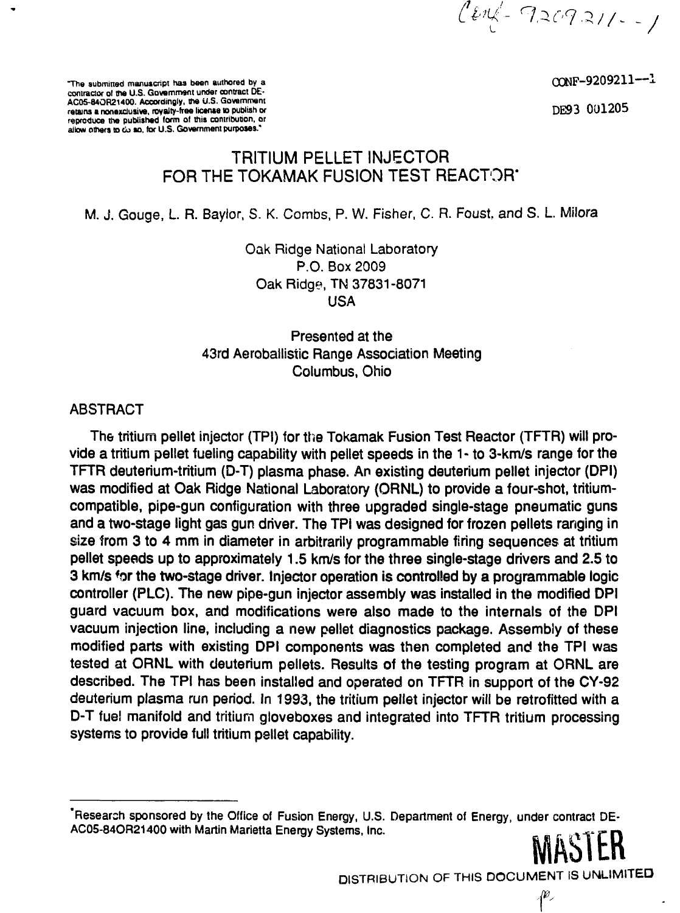"The submitted manuscript has been authored by a contractor of the U.S. Government under contract DE-AC05-84OR21400. Accordingly, the U.S. Government retains a nonexclusive, royalty-free license to publish or reproduce the published form of this contribution, or allow others to do so, for U.S. Government purposes."

CONF-9209211--1

DE93 001205

# TRITIUM PELLET INJECTOR FOR THE TOKAMAK FUSION TEST REACTOR*

M. J. Gouge, L. R. Baylor, S. K. Combs, P. W. Fisher, C. R. Foust, and S. L. Milora

Oak Ridge National Laboratory
P.O. Box 2009
Oak Ridge, TN 37831-8071
USA

Presented at the
43rd Aeroballistic Range Association Meeting
Columbus, Ohio

## ABSTRACT

The tritium pellet injector (TPI) for the Tokamak Fusion Test Reactor (TFTR) will provide a tritium pellet fueling capability with pellet speeds in the 1- to 3-km/s range for the TFTR deuterium-tritium (D-T) plasma phase. An existing deuterium pellet injector (DPI) was modified at Oak Ridge National Laboratory (ORNL) to provide a four-shot, tritium-compatible, pipe-gun configuration with three upgraded single-stage pneumatic guns and a two-stage light gas gun driver. The TPI was designed for frozen pellets ranging in size from 3 to 4 mm in diameter in arbitrarily programmable firing sequences at tritium pellet speeds up to approximately 1.5 km/s for the three single-stage drivers and 2.5 to 3 km/s for the two-stage driver. Injector operation is controlled by a programmable logic controller (PLC). The new pipe-gun injector assembly was installed in the modified DPI guard vacuum box, and modifications were also made to the internals of the DPI vacuum injection line, including a new pellet diagnostics package. Assembly of these modified parts with existing DPI components was then completed and the TPI was tested at ORNL with deuterium pellets. Results of the testing program at ORNL are described. The TPI has been installed and operated on TFTR in support of the CY-92 deuterium plasma run period. In 1993, the tritium pellet injector will be retrofitted with a D-T fuel manifold and tritium gloveboxes and integrated into TFTR tritium processing systems to provide full tritium pellet capability.

*Research sponsored by the Office of Fusion Energy, U.S. Department of Energy, under contract DE-AC05-84OR21400 with Martin Marietta Energy Systems, Inc.

MASTER

DISTRIBUTION OF THIS DOCUMENT IS UNLIMITED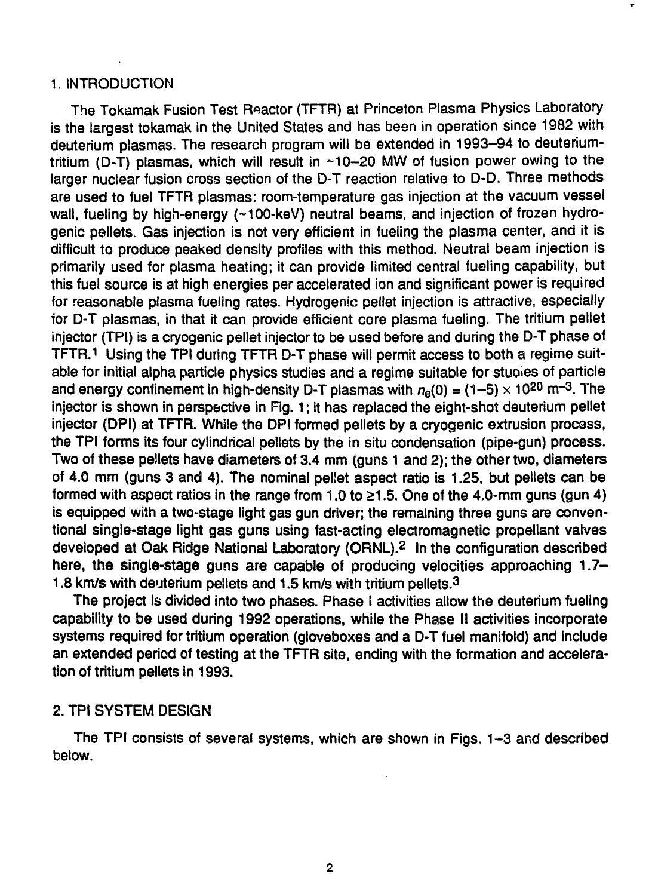## 1. INTRODUCTION

The Tokamak Fusion Test Reactor (TFTR) at Princeton Plasma Physics Laboratory is the largest tokamak in the United States and has been in operation since 1982 with deuterium plasmas. The research program will be extended in 1993–94 to deuterium-tritium (D-T) plasmas, which will result in ~10–20 MW of fusion power owing to the larger nuclear fusion cross section of the D-T reaction relative to D-D. Three methods are used to fuel TFTR plasmas: room-temperature gas injection at the vacuum vessel wall, fueling by high-energy (~100-keV) neutral beams, and injection of frozen hydrogenic pellets. Gas injection is not very efficient in fueling the plasma center, and it is difficult to produce peaked density profiles with this method. Neutral beam injection is primarily used for plasma heating; it can provide limited central fueling capability, but this fuel source is at high energies per accelerated ion and significant power is required for reasonable plasma fueling rates. Hydrogenic pellet injection is attractive, especially for D-T plasmas, in that it can provide efficient core plasma fueling. The tritium pellet injector (TPI) is a cryogenic pellet injector to be used before and during the D-T phase of TFTR.[1] Using the TPI during TFTR D-T phase will permit access to both a regime suitable for initial alpha particle physics studies and a regime suitable for studies of particle and energy confinement in high-density D-T plasmas with $n_e(0) = (1–5) \times 10^{20}\ \text{m}^{-3}$. The injector is shown in perspective in Fig. 1; it has replaced the eight-shot deuterium pellet injector (DPI) at TFTR. While the DPI formed pellets by a cryogenic extrusion process, the TPI forms its four cylindrical pellets by the in situ condensation (pipe-gun) process. Two of these pellets have diameters of 3.4 mm (guns 1 and 2); the other two, diameters of 4.0 mm (guns 3 and 4). The nominal pellet aspect ratio is 1.25, but pellets can be formed with aspect ratios in the range from 1.0 to ≥1.5. One of the 4.0-mm guns (gun 4) is equipped with a two-stage light gas gun driver; the remaining three guns are conventional single-stage light gas guns using fast-acting electromagnetic propellant valves developed at Oak Ridge National Laboratory (ORNL).[2] In the configuration described here, the single-stage guns are capable of producing velocities approaching 1.7–1.8 km/s with deuterium pellets and 1.5 km/s with tritium pellets.[3]

The project is divided into two phases. Phase I activities allow the deuterium fueling capability to be used during 1992 operations, while the Phase II activities incorporate systems required for tritium operation (gloveboxes and a D-T fuel manifold) and include an extended period of testing at the TFTR site, ending with the formation and acceleration of tritium pellets in 1993.

## 2. TPI SYSTEM DESIGN

The TPI consists of several systems, which are shown in Figs. 1–3 and described below.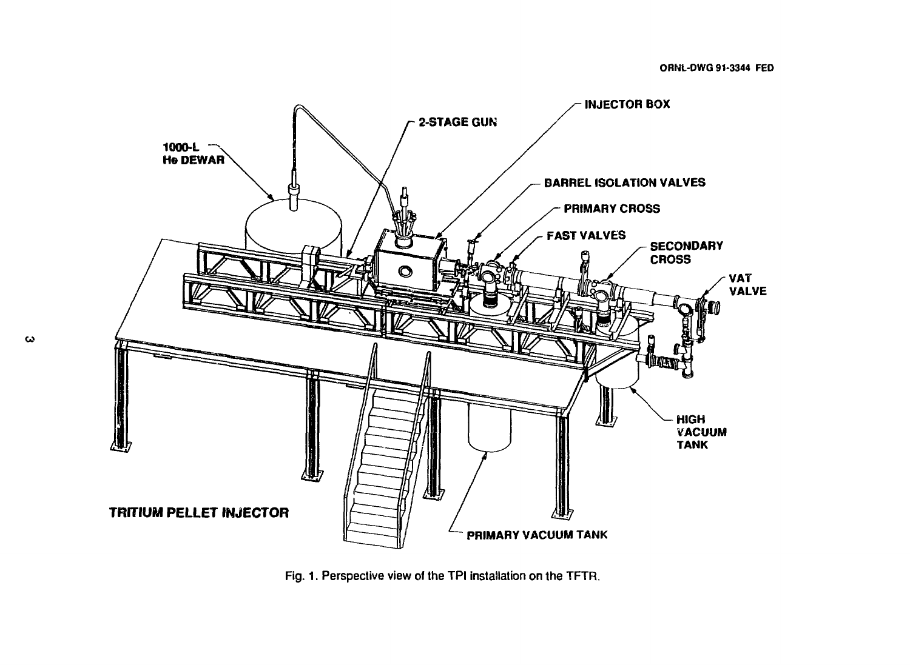Fig. 1. Perspective view of the TPI installation on the TFTR.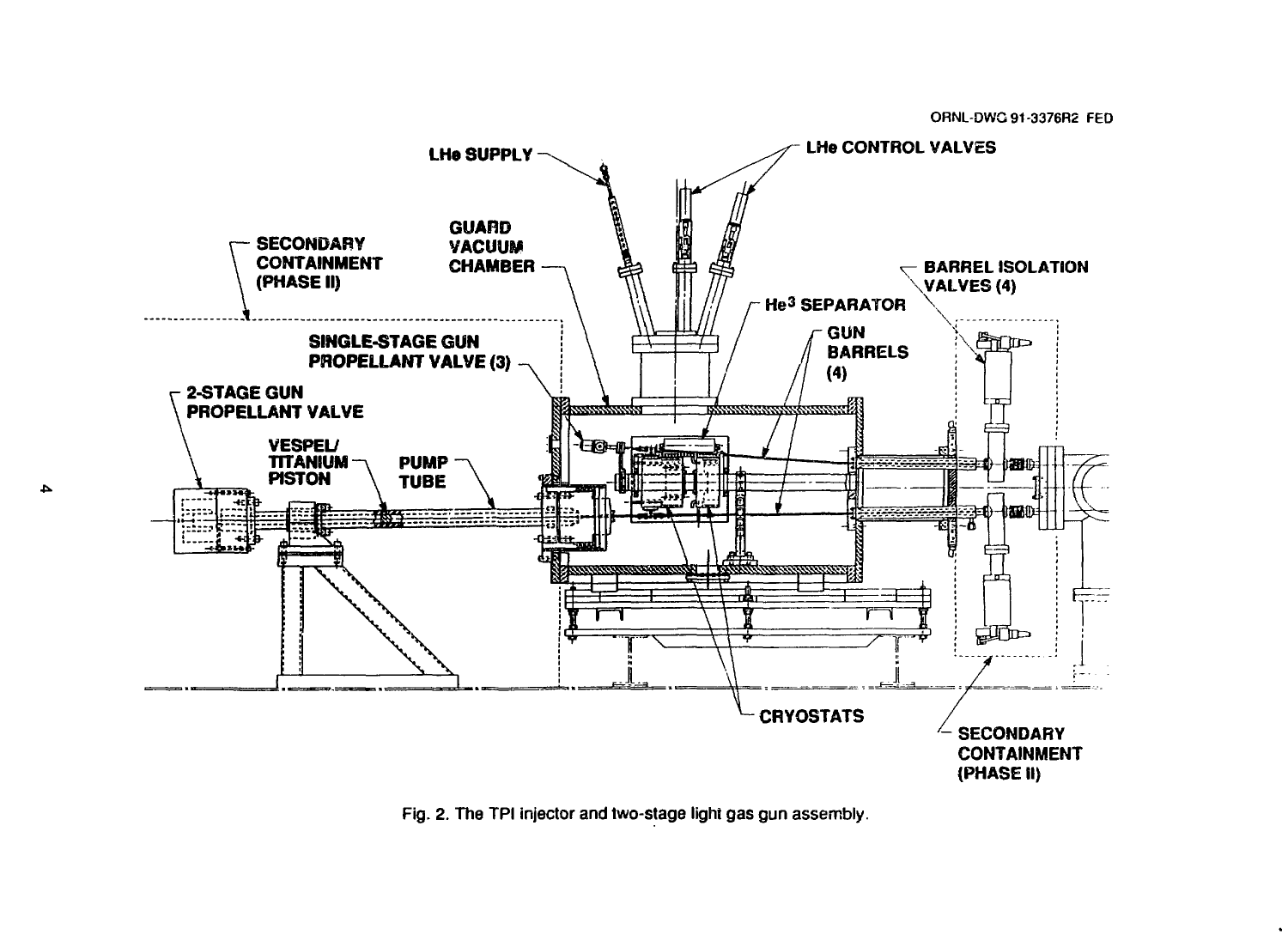ORNL-DWG 91-3376R2 FED

LHe SUPPLY

LHe CONTROL VALVES

SECONDARY CONTAINMENT (PHASE II)

GUARD VACUUM CHAMBER

BARREL ISOLATION VALVES (4)

$He^3$ SEPARATOR

SINGLE-STAGE GUN PROPELLANT VALVE (3)

GUN BARRELS (4)

2-STAGE GUN PROPELLANT VALVE

VESPEL/ TITANIUM PISTON

PUMP TUBE

CRYOSTATS

SECONDARY CONTAINMENT (PHASE II)

Fig. 2. The TPI injector and two-stage light gas gun assembly.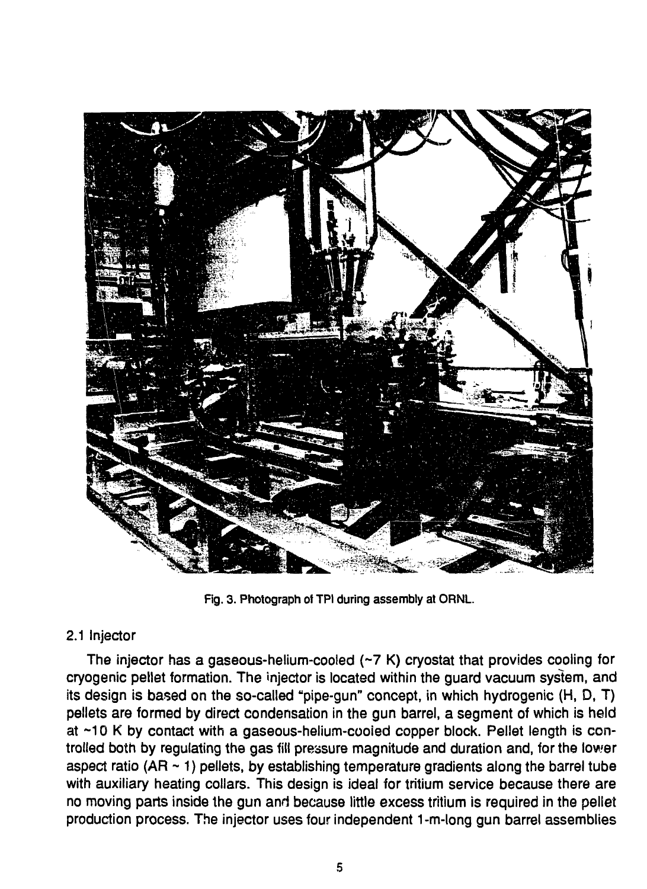Fig. 3. Photograph of TPI during assembly at ORNL.

## 2.1 Injector

The injector has a gaseous-helium-cooled (~7 K) cryostat that provides cooling for cryogenic pellet formation. The injector is located within the guard vacuum system, and its design is based on the so-called "pipe-gun" concept, in which hydrogenic (H, D, T) pellets are formed by direct condensation in the gun barrel, a segment of which is held at ~10 K by contact with a gaseous-helium-cooled copper block. Pellet length is controlled both by regulating the gas fill pressure magnitude and duration and, for the lower aspect ratio (AR ~ 1) pellets, by establishing temperature gradients along the barrel tube with auxiliary heating collars. This design is ideal for tritium service because there are no moving parts inside the gun and because little excess tritium is required in the pellet production process. The injector uses four independent 1-m-long gun barrel assemblies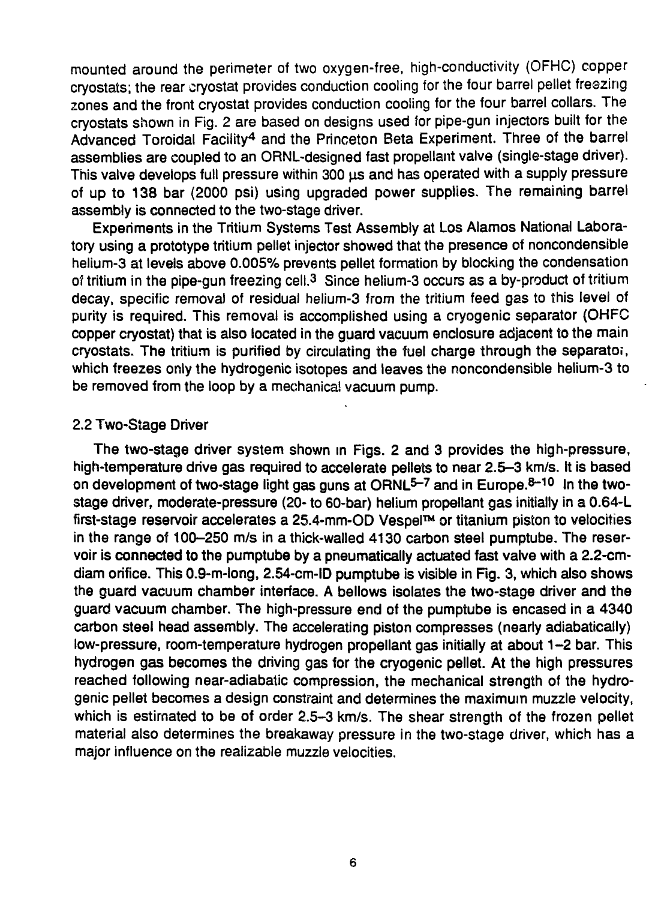mounted around the perimeter of two oxygen-free, high-conductivity (OFHC) copper cryostats; the rear cryostat provides conduction cooling for the four barrel pellet freezing zones and the front cryostat provides conduction cooling for the four barrel collars. The cryostats shown in Fig. 2 are based on designs used for pipe-gun injectors built for the Advanced Toroidal Facility[4] and the Princeton Beta Experiment. Three of the barrel assemblies are coupled to an ORNL-designed fast propellant valve (single-stage driver). This valve develops full pressure within 300 μs and has operated with a supply pressure of up to 138 bar (2000 psi) using upgraded power supplies. The remaining barrel assembly is connected to the two-stage driver.

Experiments in the Tritium Systems Test Assembly at Los Alamos National Laboratory using a prototype tritium pellet injector showed that the presence of noncondensible helium-3 at levels above 0.005% prevents pellet formation by blocking the condensation of tritium in the pipe-gun freezing cell.[3] Since helium-3 occurs as a by-product of tritium decay, specific removal of residual helium-3 from the tritium feed gas to this level of purity is required. This removal is accomplished using a cryogenic separator (OHFC copper cryostat) that is also located in the guard vacuum enclosure adjacent to the main cryostats. The tritium is purified by circulating the fuel charge through the separator, which freezes only the hydrogenic isotopes and leaves the noncondensible helium-3 to be removed from the loop by a mechanical vacuum pump.

## 2.2 Two-Stage Driver

The two-stage driver system shown in Figs. 2 and 3 provides the high-pressure, high-temperature drive gas required to accelerate pellets to near 2.5–3 km/s. It is based on development of two-stage light gas guns at ORNL[5–7] and in Europe.[8–10] In the two-stage driver, moderate-pressure (20- to 60-bar) helium propellant gas initially in a 0.64-L first-stage reservoir accelerates a 25.4-mm-OD Vespel™ or titanium piston to velocities in the range of 100–250 m/s in a thick-walled 4130 carbon steel pumptube. The reservoir is connected to the pumptube by a pneumatically actuated fast valve with a 2.2-cm-diam orifice. This 0.9-m-long, 2.54-cm-ID pumptube is visible in Fig. 3, which also shows the guard vacuum chamber interface. A bellows isolates the two-stage driver and the guard vacuum chamber. The high-pressure end of the pumptube is encased in a 4340 carbon steel head assembly. The accelerating piston compresses (nearly adiabatically) low-pressure, room-temperature hydrogen propellant gas initially at about 1–2 bar. This hydrogen gas becomes the driving gas for the cryogenic pellet. At the high pressures reached following near-adiabatic compression, the mechanical strength of the hydrogenic pellet becomes a design constraint and determines the maximum muzzle velocity, which is estimated to be of order 2.5–3 km/s. The shear strength of the frozen pellet material also determines the breakaway pressure in the two-stage driver, which has a major influence on the realizable muzzle velocities.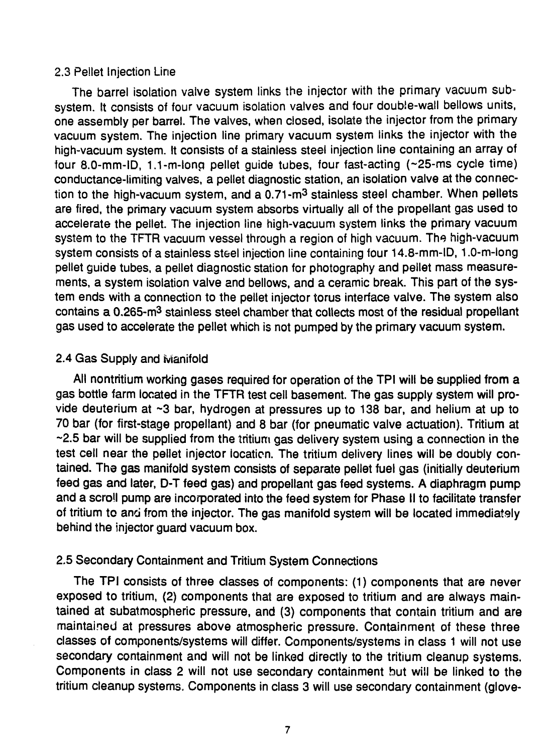### 2.3 Pellet Injection Line

The barrel isolation valve system links the injector with the primary vacuum subsystem. It consists of four vacuum isolation valves and four double-wall bellows units, one assembly per barrel. The valves, when closed, isolate the injector from the primary vacuum system. The injection line primary vacuum system links the injector with the high-vacuum system. It consists of a stainless steel injection line containing an array of four 8.0-mm-ID, 1.1-m-long pellet guide tubes, four fast-acting (~25-ms cycle time) conductance-limiting valves, a pellet diagnostic station, an isolation valve at the connection to the high-vacuum system, and a 0.71-$m^3$ stainless steel chamber. When pellets are fired, the primary vacuum system absorbs virtually all of the propellant gas used to accelerate the pellet. The injection line high-vacuum system links the primary vacuum system to the TFTR vacuum vessel through a region of high vacuum. The high-vacuum system consists of a stainless steel injection line containing four 14.8-mm-ID, 1.0-m-long pellet guide tubes, a pellet diagnostic station for photography and pellet mass measurements, a system isolation valve and bellows, and a ceramic break. This part of the system ends with a connection to the pellet injector torus interface valve. The system also contains a 0.265-$m^3$ stainless steel chamber that collects most of the residual propellant gas used to accelerate the pellet which is not pumped by the primary vacuum system.

### 2.4 Gas Supply and Manifold

All nontritium working gases required for operation of the TPI will be supplied from a gas bottle farm located in the TFTR test cell basement. The gas supply system will provide deuterium at ~3 bar, hydrogen at pressures up to 138 bar, and helium at up to 70 bar (for first-stage propellant) and 8 bar (for pneumatic valve actuation). Tritium at ~2.5 bar will be supplied from the tritium gas delivery system using a connection in the test cell near the pellet injector location. The tritium delivery lines will be doubly contained. The gas manifold system consists of separate pellet fuel gas (initially deuterium feed gas and later, D-T feed gas) and propellant gas feed systems. A diaphragm pump and a scroll pump are incorporated into the feed system for Phase II to facilitate transfer of tritium to and from the injector. The gas manifold system will be located immediately behind the injector guard vacuum box.

### 2.5 Secondary Containment and Tritium System Connections

The TPI consists of three classes of components: (1) components that are never exposed to tritium, (2) components that are exposed to tritium and are always maintained at subatmospheric pressure, and (3) components that contain tritium and are maintained at pressures above atmospheric pressure. Containment of these three classes of components/systems will differ. Components/systems in class 1 will not use secondary containment and will not be linked directly to the tritium cleanup systems. Components in class 2 will not use secondary containment but will be linked to the tritium cleanup systems. Components in class 3 will use secondary containment (glove-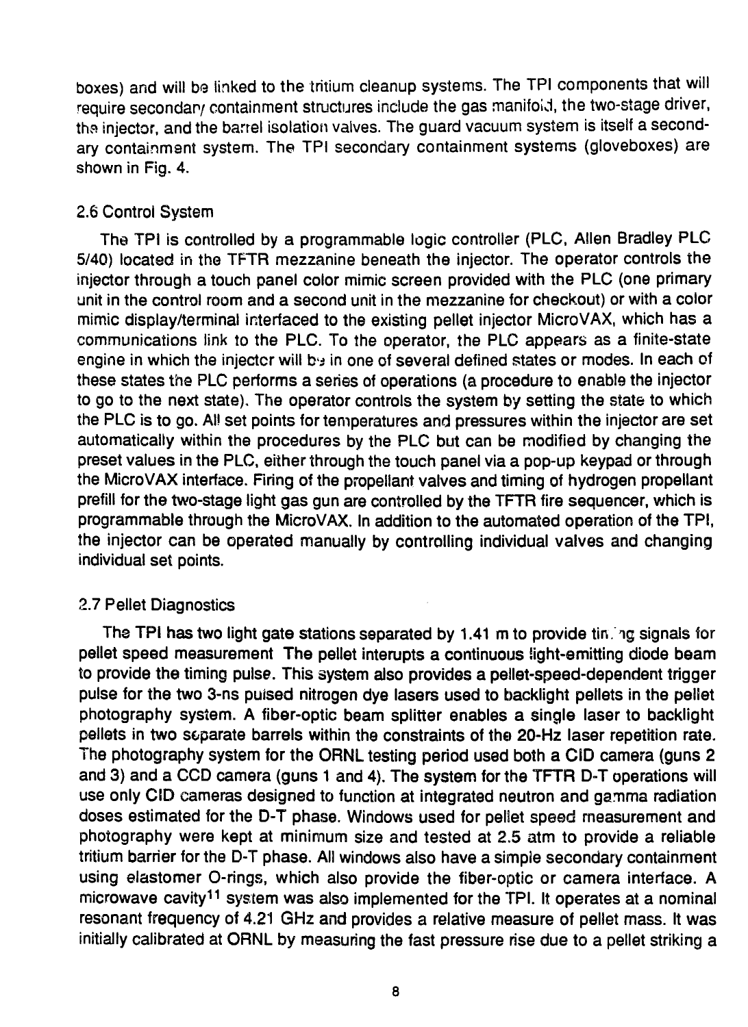boxes) and will be linked to the tritium cleanup systems. The TPI components that will require secondary containment structures include the gas manifold, the two-stage driver, the injector, and the barrel isolation valves. The guard vacuum system is itself a secondary containment system. The TPI secondary containment systems (gloveboxes) are shown in Fig. 4.

## 2.6 Control System

The TPI is controlled by a programmable logic controller (PLC, Allen Bradley PLC 5/40) located in the TFTR mezzanine beneath the injector. The operator controls the injector through a touch panel color mimic screen provided with the PLC (one primary unit in the control room and a second unit in the mezzanine for checkout) or with a color mimic display/terminal interfaced to the existing pellet injector MicroVAX, which has a communications link to the PLC. To the operator, the PLC appears as a finite-state engine in which the injector will be in one of several defined states or modes. In each of these states the PLC performs a series of operations (a procedure to enable the injector to go to the next state). The operator controls the system by setting the state to which the PLC is to go. All set points for temperatures and pressures within the injector are set automatically within the procedures by the PLC but can be modified by changing the preset values in the PLC, either through the touch panel via a pop-up keypad or through the MicroVAX interface. Firing of the propellant valves and timing of hydrogen propellant prefill for the two-stage light gas gun are controlled by the TFTR fire sequencer, which is programmable through the MicroVAX. In addition to the automated operation of the TPI, the injector can be operated manually by controlling individual valves and changing individual set points.

## 2.7 Pellet Diagnostics

The TPI has two light gate stations separated by 1.41 m to provide timing signals for pellet speed measurement The pellet interupts a continuous light-emitting diode beam to provide the timing pulse. This system also provides a pellet-speed-dependent trigger pulse for the two 3-ns pulsed nitrogen dye lasers used to backlight pellets in the pellet photography system. A fiber-optic beam splitter enables a single laser to backlight pellets in two separate barrels within the constraints of the 20-Hz laser repetition rate. The photography system for the ORNL testing period used both a CID camera (guns 2 and 3) and a CCD camera (guns 1 and 4). The system for the TFTR D-T operations will use only CID cameras designed to function at integrated neutron and gamma radiation doses estimated for the D-T phase. Windows used for pellet speed measurement and photography were kept at minimum size and tested at 2.5 atm to provide a reliable tritium barrier for the D-T phase. All windows also have a simple secondary containment using elastomer O-rings, which also provide the fiber-optic or camera interface. A microwave cavity[11] system was also implemented for the TPI. It operates at a nominal resonant frequency of 4.21 GHz and provides a relative measure of pellet mass. It was initially calibrated at ORNL by measuring the fast pressure rise due to a pellet striking a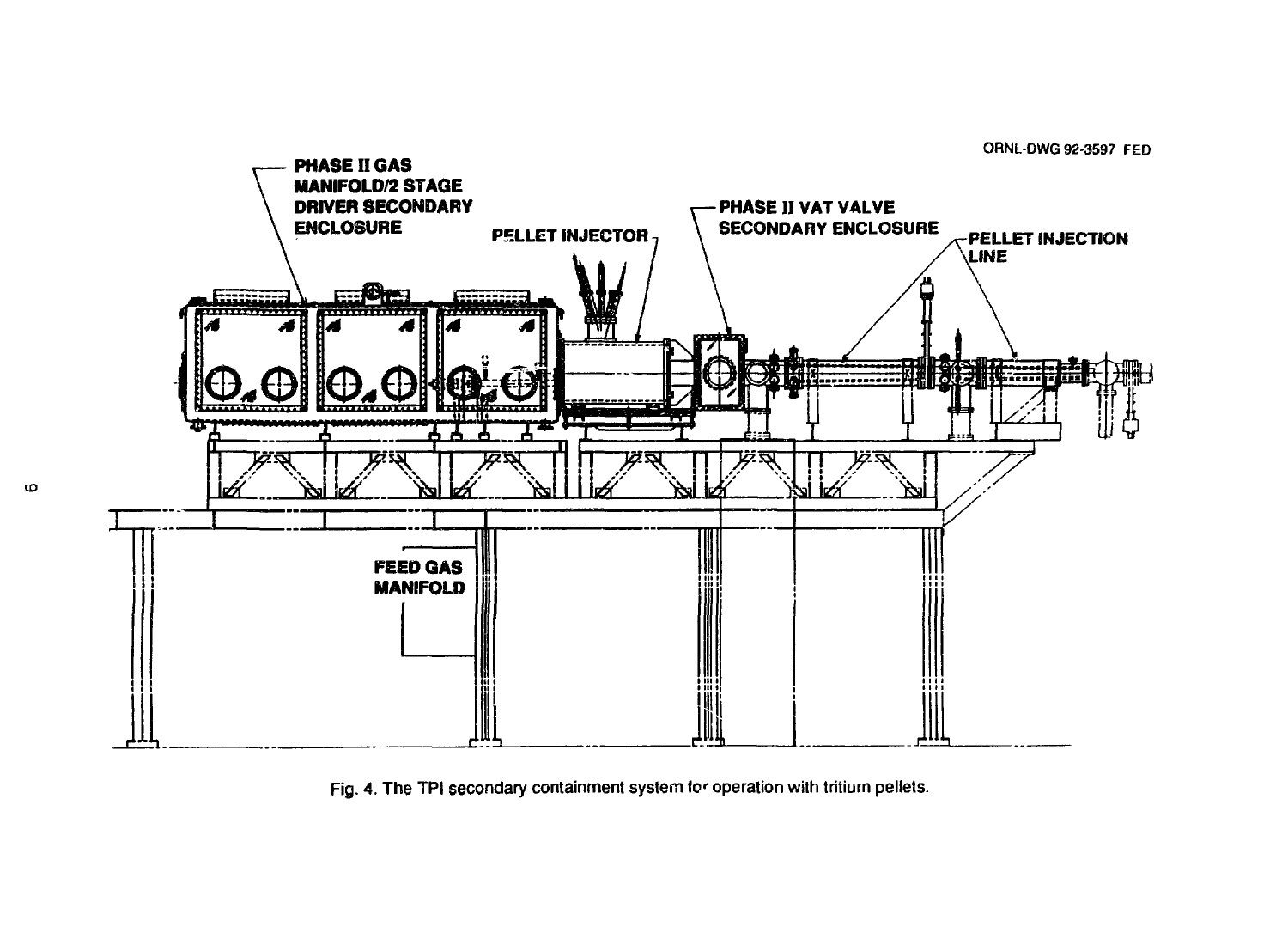Fig. 4. The TPI secondary containment system for operation with tritium pellets.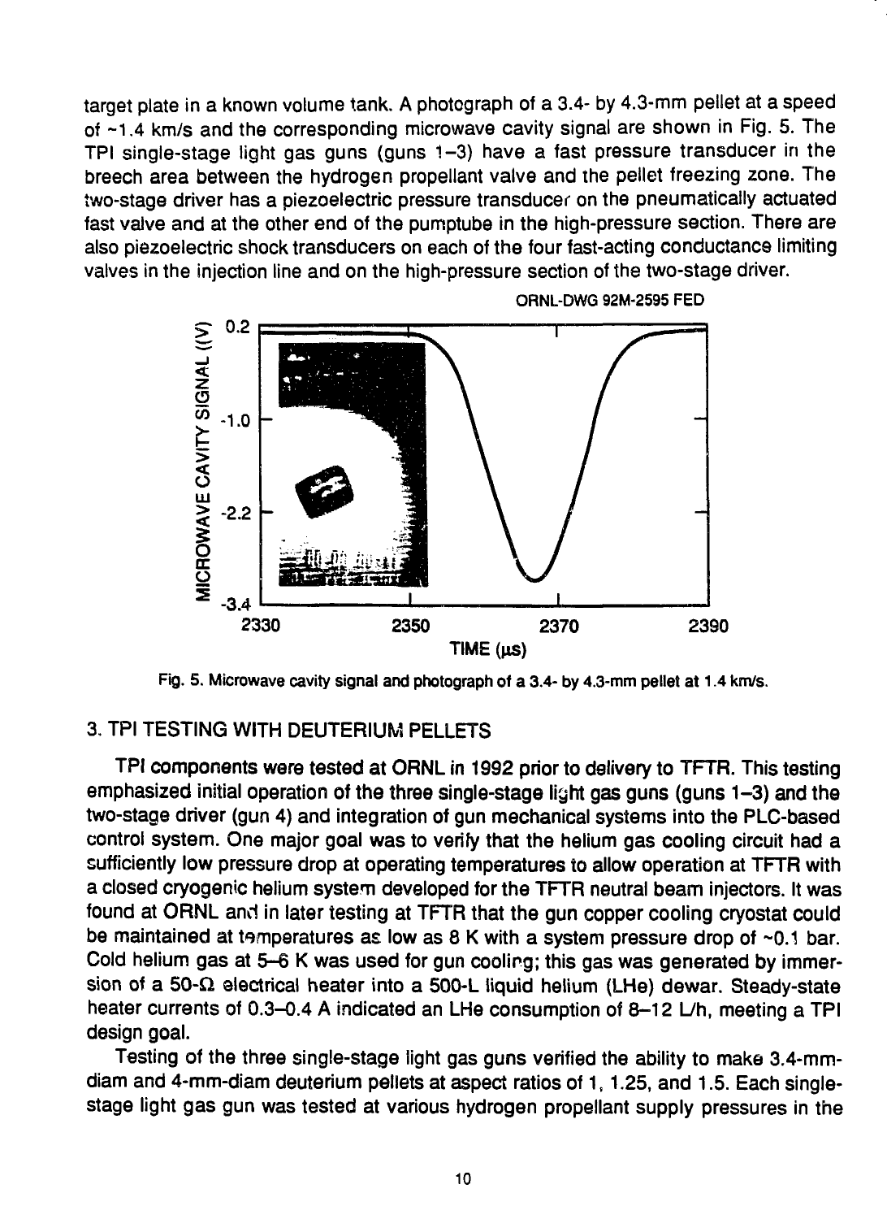target plate in a known volume tank. A photograph of a 3.4- by 4.3-mm pellet at a speed of ~1.4 km/s and the corresponding microwave cavity signal are shown in Fig. 5. The TPI single-stage light gas guns (guns 1–3) have a fast pressure transducer in the breech area between the hydrogen propellant valve and the pellet freezing zone. The two-stage driver has a piezoelectric pressure transducer on the pneumatically actuated fast valve and at the other end of the pumptube in the high-pressure section. There are also piezoelectric shock transducers on each of the four fast-acting conductance limiting valves in the injection line and on the high-pressure section of the two-stage driver.

ORNL-DWG 92M-2595 FED

Fig. 5. Microwave cavity signal and photograph of a 3.4- by 4.3-mm pellet at 1.4 km/s.

## 3. TPI TESTING WITH DEUTERIUM PELLETS

TPI components were tested at ORNL in 1992 prior to delivery to TFTR. This testing emphasized initial operation of the three single-stage light gas guns (guns 1–3) and the two-stage driver (gun 4) and integration of gun mechanical systems into the PLC-based control system. One major goal was to verify that the helium gas cooling circuit had a sufficiently low pressure drop at operating temperatures to allow operation at TFTR with a closed cryogenic helium system developed for the TFTR neutral beam injectors. It was found at ORNL and in later testing at TFTR that the gun copper cooling cryostat could be maintained at temperatures as low as 8 K with a system pressure drop of ~0.1 bar. Cold helium gas at 5–6 K was used for gun cooling; this gas was generated by immersion of a 50-Ω electrical heater into a 500-L liquid helium (LHe) dewar. Steady-state heater currents of 0.3–0.4 A indicated an LHe consumption of 8–12 L/h, meeting a TPI design goal.

Testing of the three single-stage light gas guns verified the ability to make 3.4-mm-diam and 4-mm-diam deuterium pellets at aspect ratios of 1, 1.25, and 1.5. Each single-stage light gas gun was tested at various hydrogen propellant supply pressures in the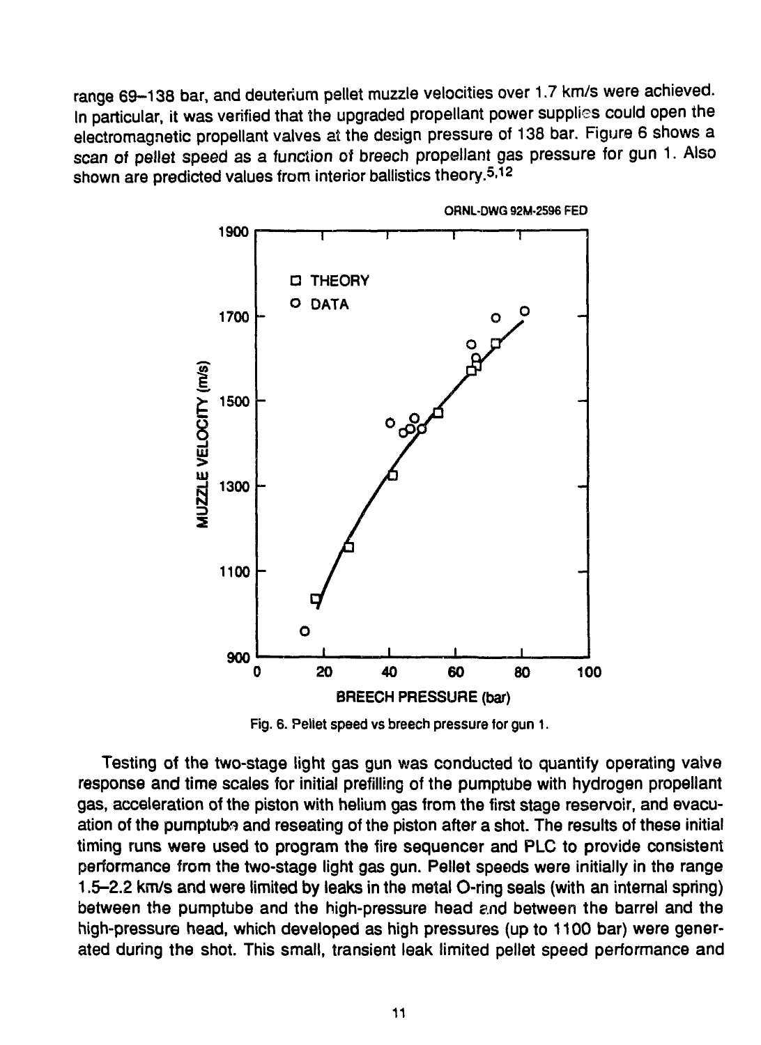range 69–138 bar, and deuterium pellet muzzle velocities over 1.7 km/s were achieved. In particular, it was verified that the upgraded propellant power supplies could open the electromagnetic propellant valves at the design pressure of 138 bar. Figure 6 shows a scan of pellet speed as a function of breech propellant gas pressure for gun 1. Also shown are predicted values from interior ballistics theory.[5,12]

Fig. 6. Pellet speed vs breech pressure for gun 1.

Testing of the two-stage light gas gun was conducted to quantify operating valve response and time scales for initial prefilling of the pumptube with hydrogen propellant gas, acceleration of the piston with helium gas from the first stage reservoir, and evacuation of the pumptube and reseating of the piston after a shot. The results of these initial timing runs were used to program the fire sequencer and PLC to provide consistent performance from the two-stage light gas gun. Pellet speeds were initially in the range 1.5–2.2 km/s and were limited by leaks in the metal O-ring seals (with an internal spring) between the pumptube and the high-pressure head and between the barrel and the high-pressure head, which developed as high pressures (up to 1100 bar) were generated during the shot. This small, transient leak limited pellet speed performance and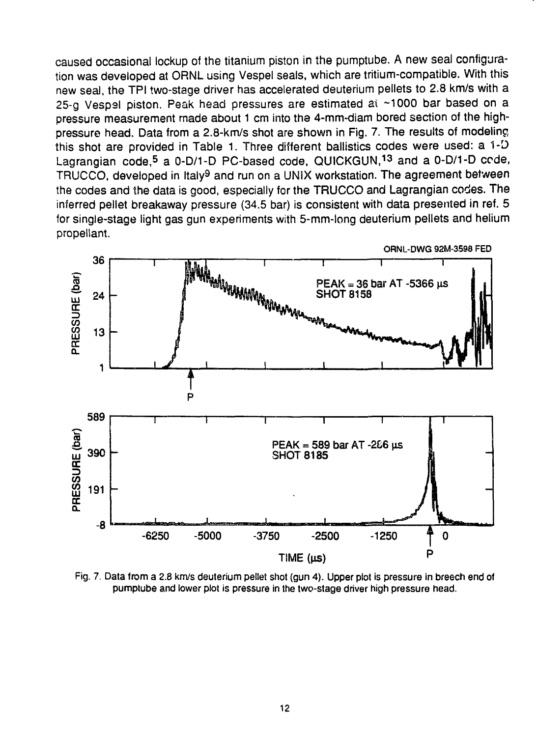caused occasional lockup of the titanium piston in the pumptube. A new seal configuration was developed at ORNL using Vespel seals, which are tritium-compatible. With this new seal, the TPI two-stage driver has accelerated deuterium pellets to 2.8 km/s with a 25-g Vespel piston. Peak head pressures are estimated at ~1000 bar based on a pressure measurement made about 1 cm into the 4-mm-diam bored section of the high-pressure head. Data from a 2.8-km/s shot are shown in Fig. 7. The results of modeling this shot are provided in Table 1. Three different ballistics codes were used: a 1-D Lagrangian code,[5] a 0-D/1-D PC-based code, QUICKGUN,[13] and a 0-D/1-D code, TRUCCO, developed in Italy[9] and run on a UNIX workstation. The agreement between the codes and the data is good, especially for the TRUCCO and Lagrangian codes. The inferred pellet breakaway pressure (34.5 bar) is consistent with data presented in ref. 5 for single-stage light gas gun experiments with 5-mm-long deuterium pellets and helium propellant.

ORNL-DWG 92M-3598 FED

Fig. 7. Data from a 2.8 km/s deuterium pellet shot (gun 4). Upper plot is pressure in breech end of pumptube and lower plot is pressure in the two-stage driver high pressure head.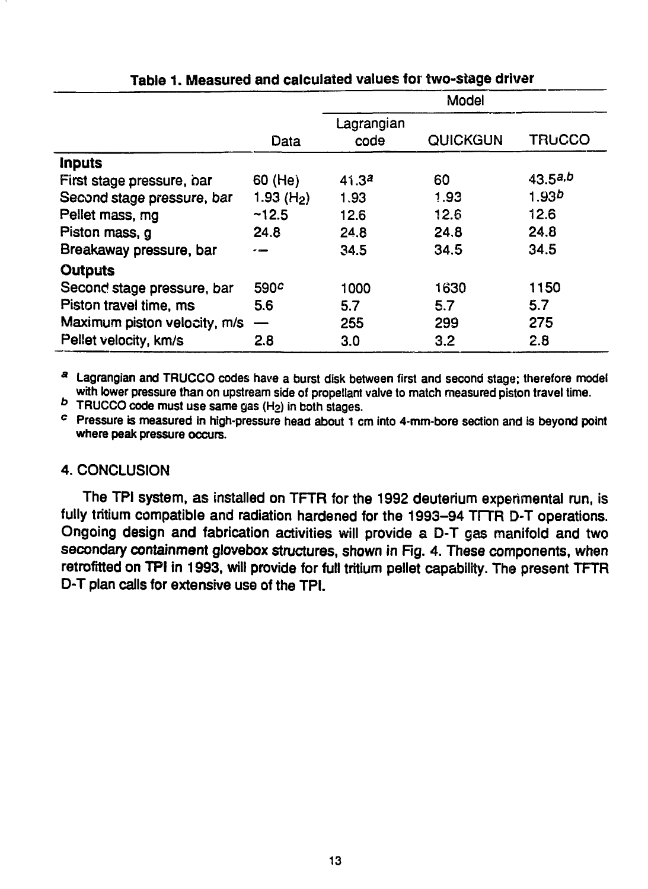**Table 1. Measured and calculated values for two-stage driver**

| | Data | Model | | |
|---|---|---|---|---|
| | | Lagrangian code | QUICKGUN | TRUCCO |
| **Inputs** | | | | |
| First stage pressure, bar | 60 (He) | 41.3[a] | 60 | 43.5[a,b] |
| Second stage pressure, bar | 1.93 ($H_2$) | 1.93 | 1.93 | 1.93[b] |
| Pellet mass, mg | ~12.5 | 12.6 | 12.6 | 12.6 |
| Piston mass, g | 24.8 | 24.8 | 24.8 | 24.8 |
| Breakaway pressure, bar | — | 34.5 | 34.5 | 34.5 |
| **Outputs** | | | | |
| Second stage pressure, bar | 590[c] | 1000 | 1630 | 1150 |
| Piston travel time, ms | 5.6 | 5.7 | 5.7 | 5.7 |
| Maximum piston velocity, m/s | — | 255 | 299 | 275 |
| Pellet velocity, km/s | 2.8 | 3.0 | 3.2 | 2.8 |

[a] Lagrangian and TRUCCO codes have a burst disk between first and second stage; therefore model with lower pressure than on upstream side of propellant valve to match measured piston travel time.
[b] TRUCCO code must use same gas ($H_2$) in both stages.
[c] Pressure is measured in high-pressure head about 1 cm into 4-mm-bore section and is beyond point where peak pressure occurs.

## 4. CONCLUSION

The TPI system, as installed on TFTR for the 1992 deuterium experimental run, is fully tritium compatible and radiation hardened for the 1993–94 TFTR D-T operations. Ongoing design and fabrication activities will provide a D-T gas manifold and two secondary containment glovebox structures, shown in Fig. 4. These components, when retrofitted on TPI in 1993, will provide for full tritium pellet capability. The present TFTR D-T plan calls for extensive use of the TPI.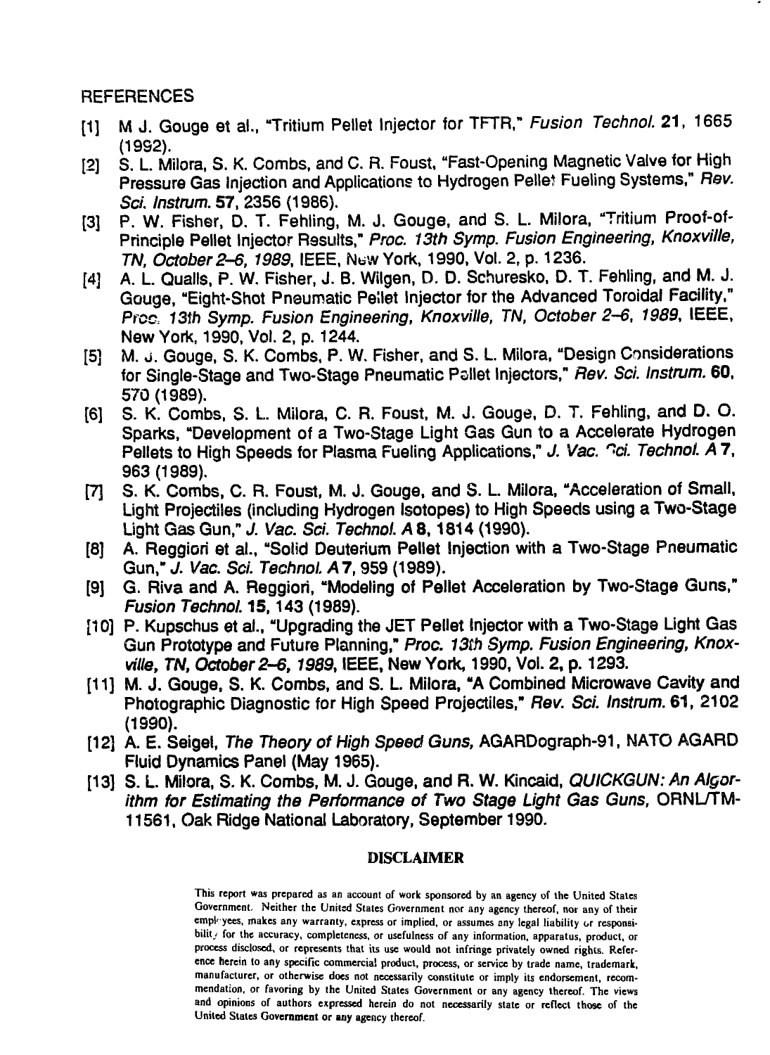## REFERENCES

[1] M J. Gouge et al., "Tritium Pellet Injector for TFTR," *Fusion Technol.* **21**, 1665 (1992).

[2] S. L. Milora, S. K. Combs, and C. R. Foust, "Fast-Opening Magnetic Valve for High Pressure Gas Injection and Applications to Hydrogen Pellet Fueling Systems," *Rev. Sci. Instrum.* **57**, 2356 (1986).

[3] P. W. Fisher, D. T. Fehling, M. J. Gouge, and S. L. Milora, "Tritium Proof-of-Principle Pellet Injector Results," *Proc. 13th Symp. Fusion Engineering, Knoxville, TN, October 2–6, 1989*, IEEE, New York, 1990, Vol. 2, p. 1236.

[4] A. L. Qualls, P. W. Fisher, J. B. Wilgen, D. D. Schuresko, D. T. Fehling, and M. J. Gouge, "Eight-Shot Pneumatic Pellet Injector for the Advanced Toroidal Facility," *Proc. 13th Symp. Fusion Engineering, Knoxville, TN, October 2–6, 1989*, IEEE, New York, 1990, Vol. 2, p. 1244.

[5] M. J. Gouge, S. K. Combs, P. W. Fisher, and S. L. Milora, "Design Considerations for Single-Stage and Two-Stage Pneumatic Pellet Injectors," *Rev. Sci. Instrum.* **60**, 570 (1989).

[6] S. K. Combs, S. L. Milora, C. R. Foust, M. J. Gouge, D. T. Fehling, and D. O. Sparks, "Development of a Two-Stage Light Gas Gun to a Accelerate Hydrogen Pellets to High Speeds for Plasma Fueling Applications," *J. Vac. Sci. Technol. A* **7**, 963 (1989).

[7] S. K. Combs, C. R. Foust, M. J. Gouge, and S. L. Milora, "Acceleration of Small, Light Projectiles (including Hydrogen Isotopes) to High Speeds using a Two-Stage Light Gas Gun," *J. Vac. Sci. Technol. A* **8**, 1814 (1990).

[8] A. Reggiori et al., "Solid Deuterium Pellet Injection with a Two-Stage Pneumatic Gun," *J. Vac. Sci. Technol. A* **7**, 959 (1989).

[9] G. Riva and A. Reggiori, "Modeling of Pellet Acceleration by Two-Stage Guns," *Fusion Technol.* **15**, 143 (1989).

[10] P. Kupschus et al., "Upgrading the JET Pellet Injector with a Two-Stage Light Gas Gun Prototype and Future Planning," *Proc. 13th Symp. Fusion Engineering, Knoxville, TN, October 2–6, 1989*, IEEE, New York, 1990, Vol. 2, p. 1293.

[11] M. J. Gouge, S. K. Combs, and S. L. Milora, "A Combined Microwave Cavity and Photographic Diagnostic for High Speed Projectiles," *Rev. Sci. Instrum.* **61**, 2102 (1990).

[12] A. E. Seigel, *The Theory of High Speed Guns*, AGARDograph-91, NATO AGARD Fluid Dynamics Panel (May 1965).

[13] S. L. Milora, S. K. Combs, M. J. Gouge, and R. W. Kincaid, *QUICKGUN: An Algorithm for Estimating the Performance of Two Stage Light Gas Guns*, ORNL/TM-11561, Oak Ridge National Laboratory, September 1990.

## DISCLAIMER

This report was prepared as an account of work sponsored by an agency of the United States Government. Neither the United States Government nor any agency thereof, nor any of their employees, makes any warranty, express or implied, or assumes any legal liability or responsibility for the accuracy, completeness, or usefulness of any information, apparatus, product, or process disclosed, or represents that its use would not infringe privately owned rights. Reference herein to any specific commercial product, process, or service by trade name, trademark, manufacturer, or otherwise does not necessarily constitute or imply its endorsement, recommendation, or favoring by the United States Government or any agency thereof. The views and opinions of authors expressed herein do not necessarily state or reflect those of the United States Government or any agency thereof.